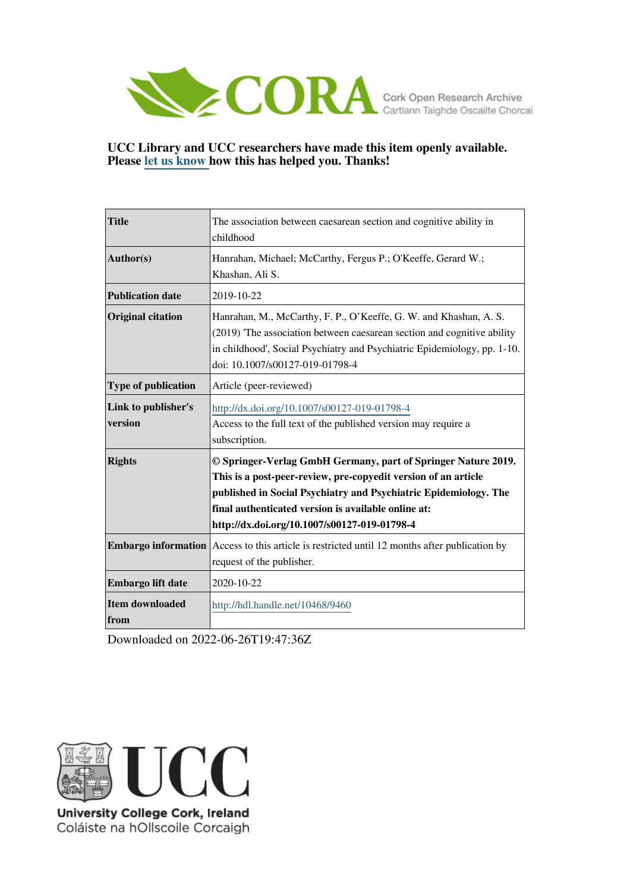CORA Cork Open Research Archive
Cartlann Taighde Oscailte Chorcaí

**UCC Library and UCC researchers have made this item openly available. Please let us know how this has helped you. Thanks!**

| | |
|---|---|
| **Title** | The association between caesarean section and cognitive ability in childhood |
| **Author(s)** | Hanrahan, Michael; McCarthy, Fergus P.; O'Keeffe, Gerard W.; Khashan, Ali S. |
| **Publication date** | 2019-10-22 |
| **Original citation** | Hanrahan, M., McCarthy, F. P., O'Keeffe, G. W. and Khashan, A. S. (2019) 'The association between caesarean section and cognitive ability in childhood', Social Psychiatry and Psychiatric Epidemiology, pp. 1-10. doi: 10.1007/s00127-019-01798-4 |
| **Type of publication** | Article (peer-reviewed) |
| **Link to publisher's version** | http://dx.doi.org/10.1007/s00127-019-01798-4 Access to the full text of the published version may require a subscription. |
| **Rights** | **© Springer-Verlag GmbH Germany, part of Springer Nature 2019. This is a post-peer-review, pre-copyedit version of an article published in Social Psychiatry and Psychiatric Epidemiology. The final authenticated version is available online at: http://dx.doi.org/10.1007/s00127-019-01798-4** |
| **Embargo information** | Access to this article is restricted until 12 months after publication by request of the publisher. |
| **Embargo lift date** | 2020-10-22 |
| **Item downloaded from** | http://hdl.handle.net/10468/9460 |

Downloaded on 2022-06-26T19:47:36Z

UCC
University College Cork, Ireland
Coláiste na hOllscoile Corcaigh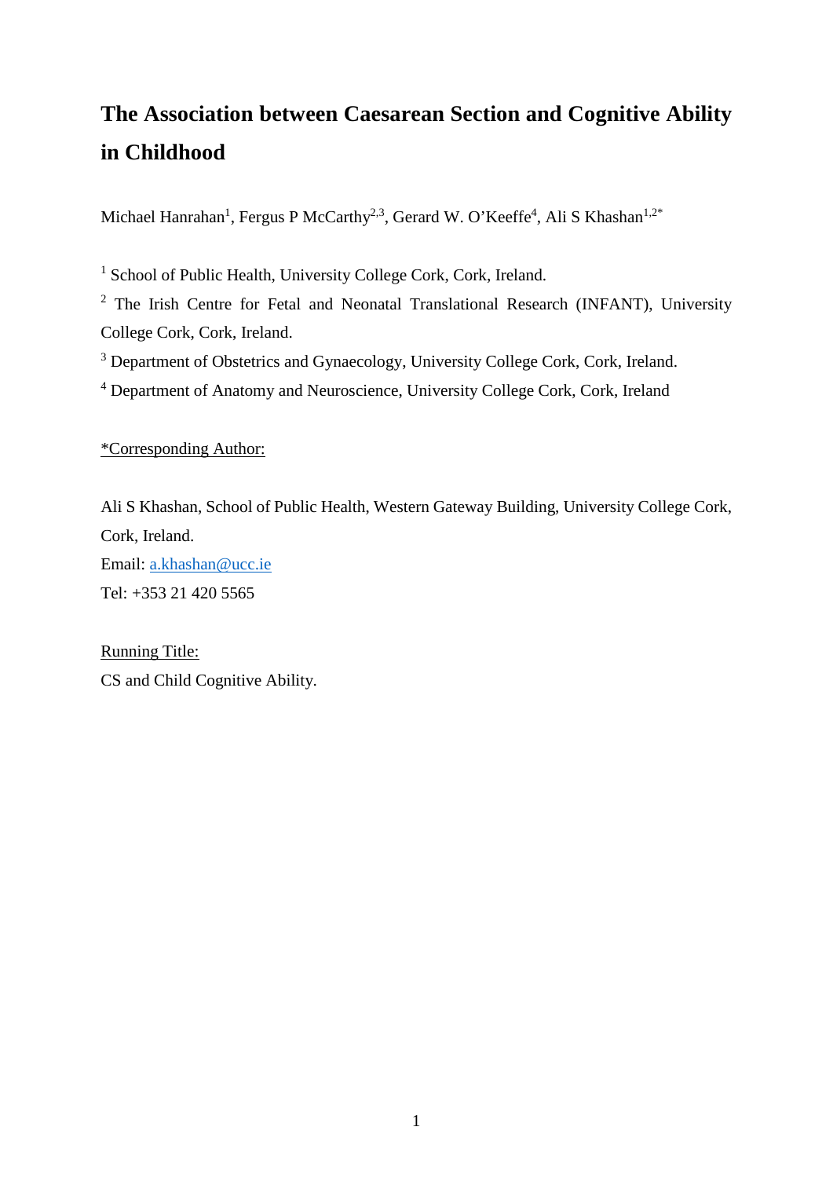# The Association between Caesarean Section and Cognitive Ability in Childhood

Michael Hanrahan[1], Fergus P McCarthy[2,3], Gerard W. O'Keeffe[4], Ali S Khashan[1,2*]

[1] School of Public Health, University College Cork, Cork, Ireland.

[2] The Irish Centre for Fetal and Neonatal Translational Research (INFANT), University College Cork, Cork, Ireland.

[3] Department of Obstetrics and Gynaecology, University College Cork, Cork, Ireland.

[4] Department of Anatomy and Neuroscience, University College Cork, Cork, Ireland

*Corresponding Author:

Ali S Khashan, School of Public Health, Western Gateway Building, University College Cork, Cork, Ireland.

Email: a.khashan@ucc.ie

Tel: +353 21 420 5565

Running Title:

CS and Child Cognitive Ability.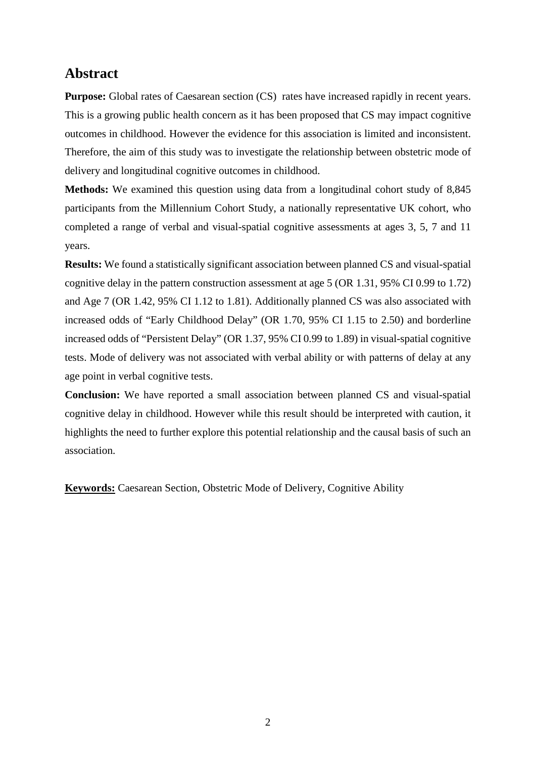## Abstract

**Purpose:** Global rates of Caesarean section (CS) rates have increased rapidly in recent years. This is a growing public health concern as it has been proposed that CS may impact cognitive outcomes in childhood. However the evidence for this association is limited and inconsistent. Therefore, the aim of this study was to investigate the relationship between obstetric mode of delivery and longitudinal cognitive outcomes in childhood.

**Methods:** We examined this question using data from a longitudinal cohort study of 8,845 participants from the Millennium Cohort Study, a nationally representative UK cohort, who completed a range of verbal and visual-spatial cognitive assessments at ages 3, 5, 7 and 11 years.

**Results:** We found a statistically significant association between planned CS and visual-spatial cognitive delay in the pattern construction assessment at age 5 (OR 1.31, 95% CI 0.99 to 1.72) and Age 7 (OR 1.42, 95% CI 1.12 to 1.81). Additionally planned CS was also associated with increased odds of "Early Childhood Delay" (OR 1.70, 95% CI 1.15 to 2.50) and borderline increased odds of "Persistent Delay" (OR 1.37, 95% CI 0.99 to 1.89) in visual-spatial cognitive tests. Mode of delivery was not associated with verbal ability or with patterns of delay at any age point in verbal cognitive tests.

**Conclusion:** We have reported a small association between planned CS and visual-spatial cognitive delay in childhood. However while this result should be interpreted with caution, it highlights the need to further explore this potential relationship and the causal basis of such an association.

**Keywords:** Caesarean Section, Obstetric Mode of Delivery, Cognitive Ability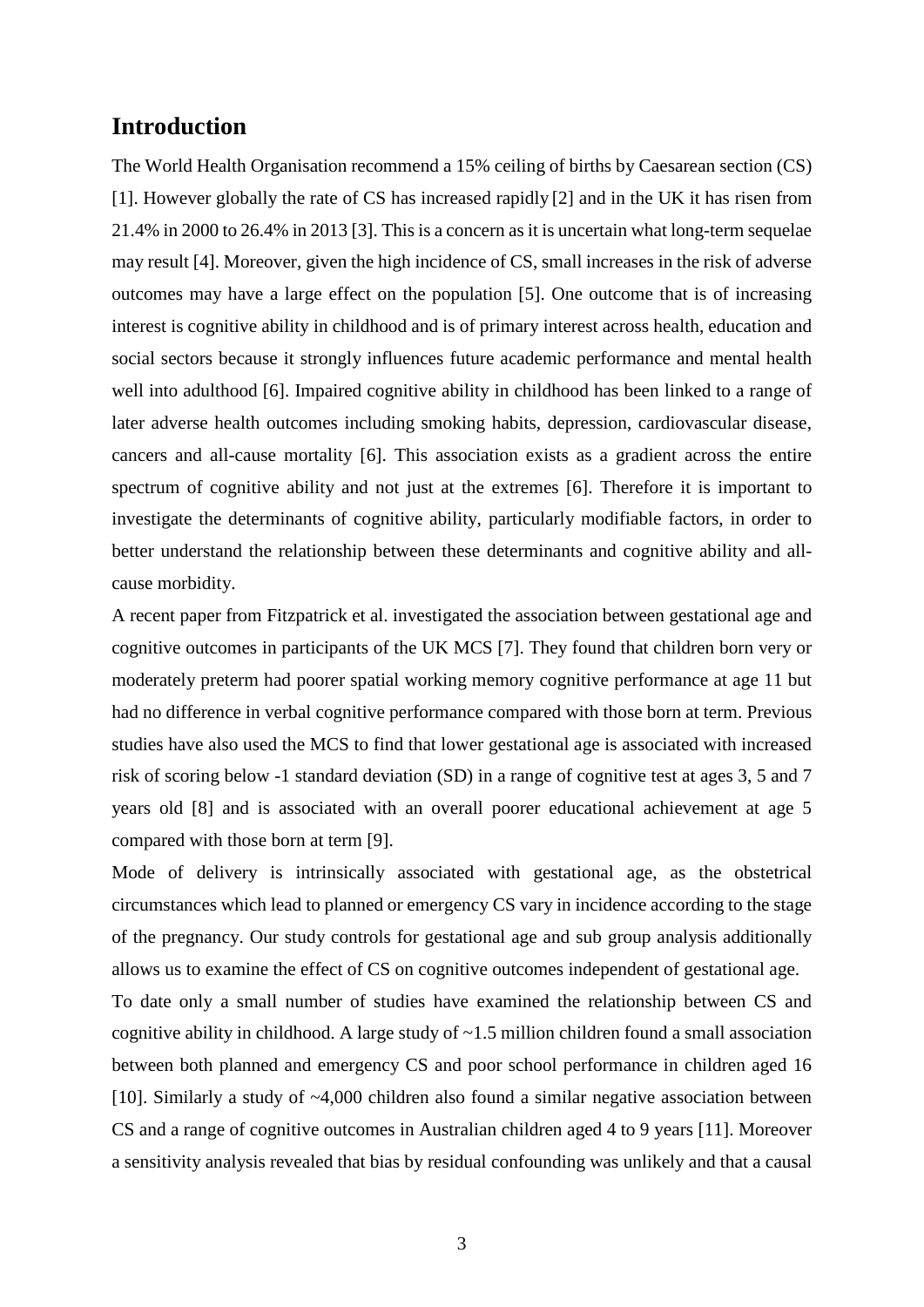## Introduction

The World Health Organisation recommend a 15% ceiling of births by Caesarean section (CS) [1]. However globally the rate of CS has increased rapidly [2] and in the UK it has risen from 21.4% in 2000 to 26.4% in 2013 [3]. This is a concern as it is uncertain what long-term sequelae may result [4]. Moreover, given the high incidence of CS, small increases in the risk of adverse outcomes may have a large effect on the population [5]. One outcome that is of increasing interest is cognitive ability in childhood and is of primary interest across health, education and social sectors because it strongly influences future academic performance and mental health well into adulthood [6]. Impaired cognitive ability in childhood has been linked to a range of later adverse health outcomes including smoking habits, depression, cardiovascular disease, cancers and all-cause mortality [6]. This association exists as a gradient across the entire spectrum of cognitive ability and not just at the extremes [6]. Therefore it is important to investigate the determinants of cognitive ability, particularly modifiable factors, in order to better understand the relationship between these determinants and cognitive ability and all-cause morbidity.

A recent paper from Fitzpatrick et al. investigated the association between gestational age and cognitive outcomes in participants of the UK MCS [7]. They found that children born very or moderately preterm had poorer spatial working memory cognitive performance at age 11 but had no difference in verbal cognitive performance compared with those born at term. Previous studies have also used the MCS to find that lower gestational age is associated with increased risk of scoring below -1 standard deviation (SD) in a range of cognitive test at ages 3, 5 and 7 years old [8] and is associated with an overall poorer educational achievement at age 5 compared with those born at term [9].

Mode of delivery is intrinsically associated with gestational age, as the obstetrical circumstances which lead to planned or emergency CS vary in incidence according to the stage of the pregnancy. Our study controls for gestational age and sub group analysis additionally allows us to examine the effect of CS on cognitive outcomes independent of gestational age.

To date only a small number of studies have examined the relationship between CS and cognitive ability in childhood. A large study of ~1.5 million children found a small association between both planned and emergency CS and poor school performance in children aged 16 [10]. Similarly a study of ~4,000 children also found a similar negative association between CS and a range of cognitive outcomes in Australian children aged 4 to 9 years [11]. Moreover a sensitivity analysis revealed that bias by residual confounding was unlikely and that a causal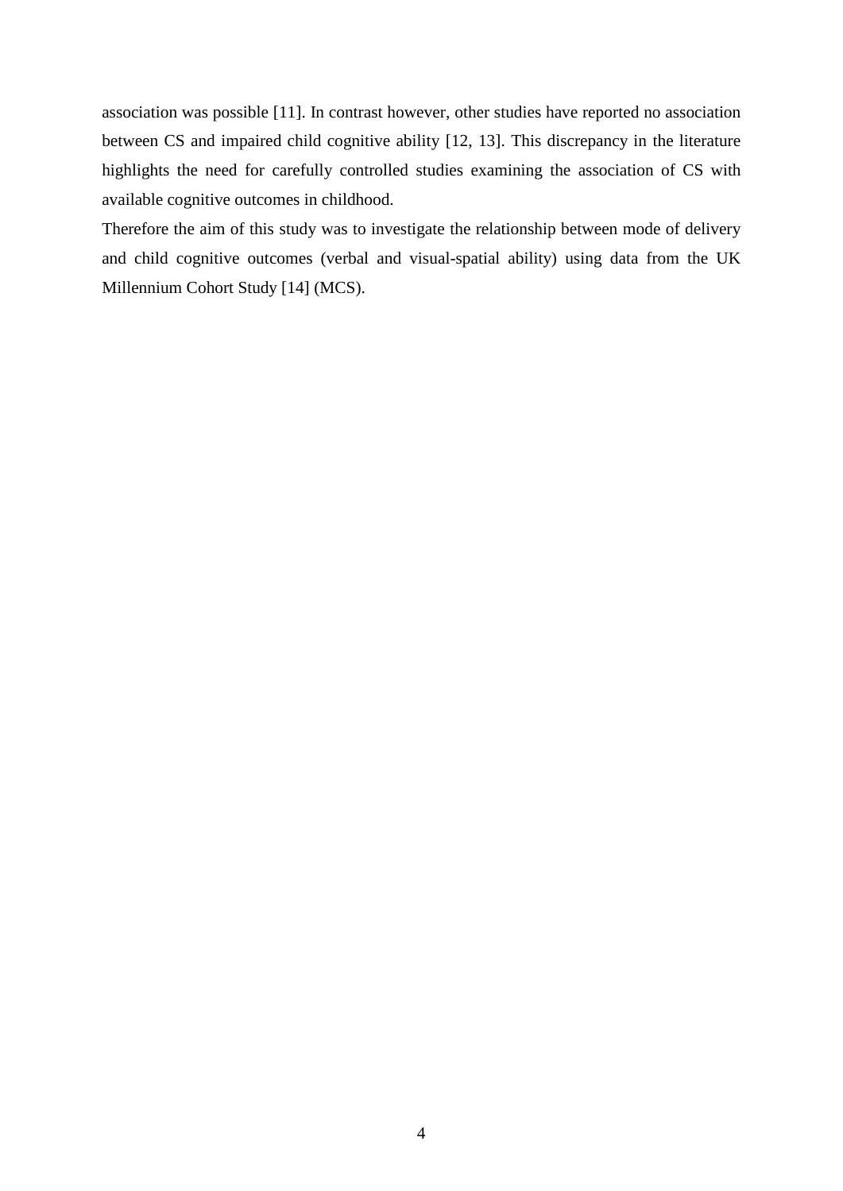association was possible [11]. In contrast however, other studies have reported no association between CS and impaired child cognitive ability [12, 13]. This discrepancy in the literature highlights the need for carefully controlled studies examining the association of CS with available cognitive outcomes in childhood.

Therefore the aim of this study was to investigate the relationship between mode of delivery and child cognitive outcomes (verbal and visual-spatial ability) using data from the UK Millennium Cohort Study [14] (MCS).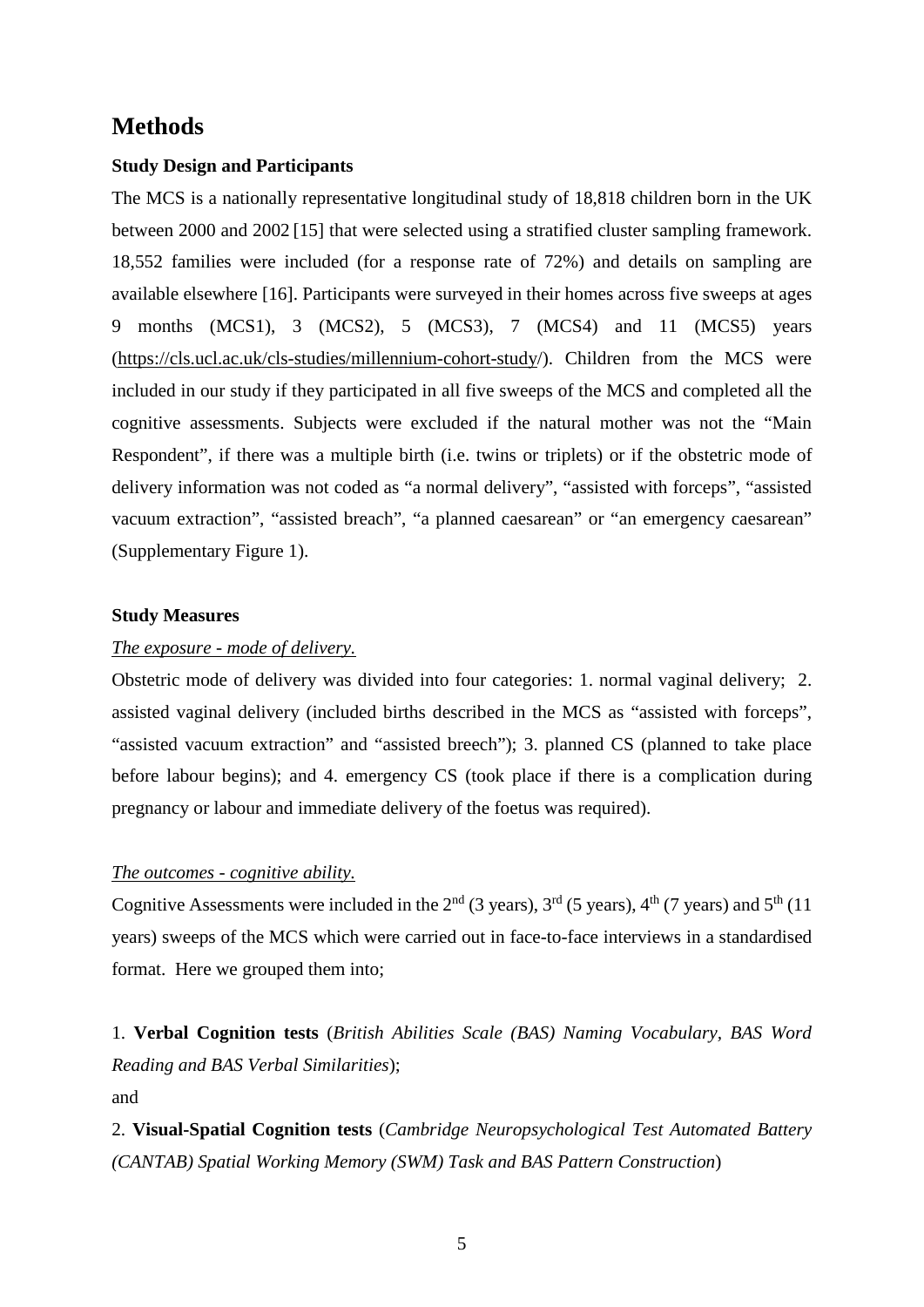## Methods

**Study Design and Participants**

The MCS is a nationally representative longitudinal study of 18,818 children born in the UK between 2000 and 2002 [15] that were selected using a stratified cluster sampling framework. 18,552 families were included (for a response rate of 72%) and details on sampling are available elsewhere [16]. Participants were surveyed in their homes across five sweeps at ages 9 months (MCS1), 3 (MCS2), 5 (MCS3), 7 (MCS4) and 11 (MCS5) years (https://cls.ucl.ac.uk/cls-studies/millennium-cohort-study/). Children from the MCS were included in our study if they participated in all five sweeps of the MCS and completed all the cognitive assessments. Subjects were excluded if the natural mother was not the "Main Respondent", if there was a multiple birth (i.e. twins or triplets) or if the obstetric mode of delivery information was not coded as "a normal delivery", "assisted with forceps", "assisted vacuum extraction", "assisted breach", "a planned caesarean" or "an emergency caesarean" (Supplementary Figure 1).

**Study Measures**

*The exposure - mode of delivery.*

Obstetric mode of delivery was divided into four categories: 1. normal vaginal delivery; 2. assisted vaginal delivery (included births described in the MCS as "assisted with forceps", "assisted vacuum extraction" and "assisted breech"); 3. planned CS (planned to take place before labour begins); and 4. emergency CS (took place if there is a complication during pregnancy or labour and immediate delivery of the foetus was required).

*The outcomes - cognitive ability.*

Cognitive Assessments were included in the 2nd (3 years), 3rd (5 years), 4th (7 years) and 5th (11 years) sweeps of the MCS which were carried out in face-to-face interviews in a standardised format. Here we grouped them into;

1. **Verbal Cognition tests** (*British Abilities Scale (BAS) Naming Vocabulary, BAS Word Reading and BAS Verbal Similarities*);

and

2. **Visual-Spatial Cognition tests** (*Cambridge Neuropsychological Test Automated Battery (CANTAB) Spatial Working Memory (SWM) Task and BAS Pattern Construction*)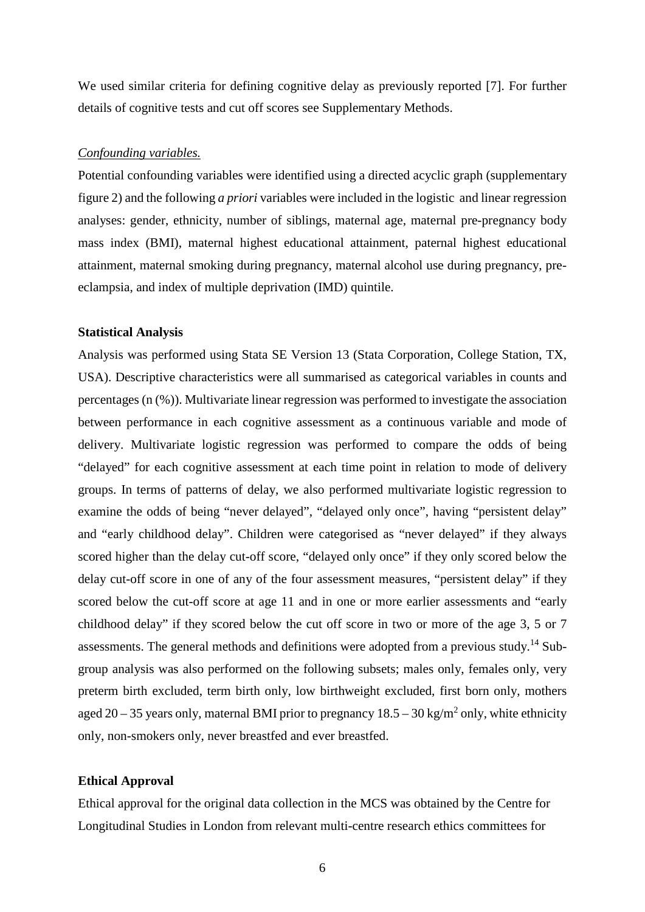We used similar criteria for defining cognitive delay as previously reported [7]. For further details of cognitive tests and cut off scores see Supplementary Methods.

*Confounding variables.*

Potential confounding variables were identified using a directed acyclic graph (supplementary figure 2) and the following *a priori* variables were included in the logistic and linear regression analyses: gender, ethnicity, number of siblings, maternal age, maternal pre-pregnancy body mass index (BMI), maternal highest educational attainment, paternal highest educational attainment, maternal smoking during pregnancy, maternal alcohol use during pregnancy, pre-eclampsia, and index of multiple deprivation (IMD) quintile.

**Statistical Analysis**

Analysis was performed using Stata SE Version 13 (Stata Corporation, College Station, TX, USA). Descriptive characteristics were all summarised as categorical variables in counts and percentages (n (%)). Multivariate linear regression was performed to investigate the association between performance in each cognitive assessment as a continuous variable and mode of delivery. Multivariate logistic regression was performed to compare the odds of being "delayed" for each cognitive assessment at each time point in relation to mode of delivery groups. In terms of patterns of delay, we also performed multivariate logistic regression to examine the odds of being "never delayed", "delayed only once", having "persistent delay" and "early childhood delay". Children were categorised as "never delayed" if they always scored higher than the delay cut-off score, "delayed only once" if they only scored below the delay cut-off score in one of any of the four assessment measures, "persistent delay" if they scored below the cut-off score at age 11 and in one or more earlier assessments and "early childhood delay" if they scored below the cut off score in two or more of the age 3, 5 or 7 assessments. The general methods and definitions were adopted from a previous study.[14] Sub-group analysis was also performed on the following subsets; males only, females only, very preterm birth excluded, term birth only, low birthweight excluded, first born only, mothers aged 20 – 35 years only, maternal BMI prior to pregnancy 18.5 – 30 kg/m$^2$ only, white ethnicity only, non-smokers only, never breastfed and ever breastfed.

**Ethical Approval**

Ethical approval for the original data collection in the MCS was obtained by the Centre for Longitudinal Studies in London from relevant multi-centre research ethics committees for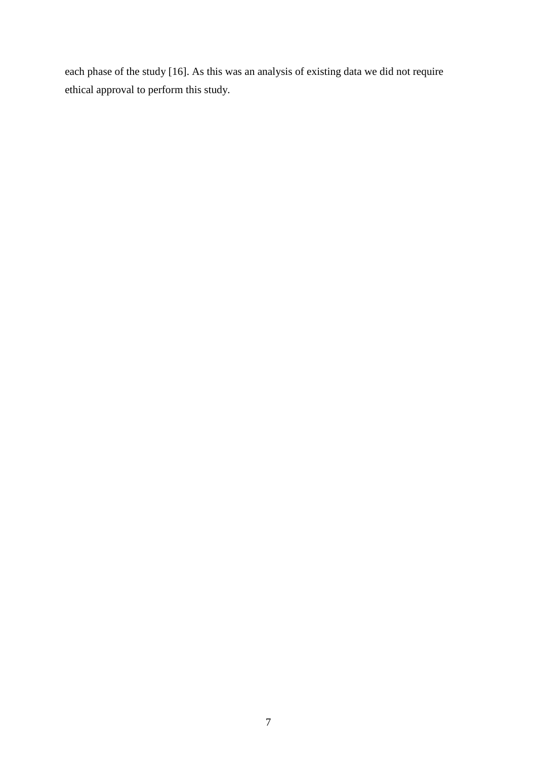each phase of the study [16]. As this was an analysis of existing data we did not require ethical approval to perform this study.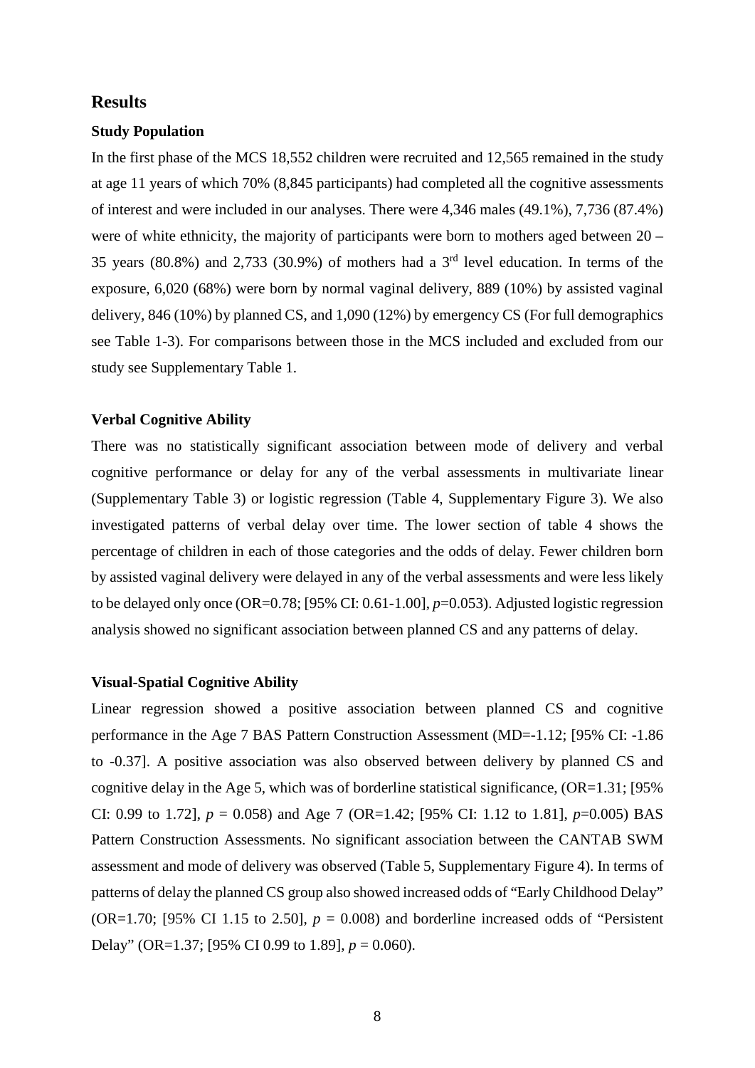## Results

### Study Population

In the first phase of the MCS 18,552 children were recruited and 12,565 remained in the study at age 11 years of which 70% (8,845 participants) had completed all the cognitive assessments of interest and were included in our analyses. There were 4,346 males (49.1%), 7,736 (87.4%) were of white ethnicity, the majority of participants were born to mothers aged between 20 – 35 years (80.8%) and 2,733 (30.9%) of mothers had a 3rd level education. In terms of the exposure, 6,020 (68%) were born by normal vaginal delivery, 889 (10%) by assisted vaginal delivery, 846 (10%) by planned CS, and 1,090 (12%) by emergency CS (For full demographics see Table 1-3). For comparisons between those in the MCS included and excluded from our study see Supplementary Table 1.

### Verbal Cognitive Ability

There was no statistically significant association between mode of delivery and verbal cognitive performance or delay for any of the verbal assessments in multivariate linear (Supplementary Table 3) or logistic regression (Table 4, Supplementary Figure 3). We also investigated patterns of verbal delay over time. The lower section of table 4 shows the percentage of children in each of those categories and the odds of delay. Fewer children born by assisted vaginal delivery were delayed in any of the verbal assessments and were less likely to be delayed only once (OR=0.78; [95% CI: 0.61-1.00], $p$=0.053). Adjusted logistic regression analysis showed no significant association between planned CS and any patterns of delay.

### Visual-Spatial Cognitive Ability

Linear regression showed a positive association between planned CS and cognitive performance in the Age 7 BAS Pattern Construction Assessment (MD=-1.12; [95% CI: -1.86 to -0.37]. A positive association was also observed between delivery by planned CS and cognitive delay in the Age 5, which was of borderline statistical significance, (OR=1.31; [95% CI: 0.99 to 1.72], $p$ = 0.058) and Age 7 (OR=1.42; [95% CI: 1.12 to 1.81], $p$=0.005) BAS Pattern Construction Assessments. No significant association between the CANTAB SWM assessment and mode of delivery was observed (Table 5, Supplementary Figure 4). In terms of patterns of delay the planned CS group also showed increased odds of "Early Childhood Delay" (OR=1.70; [95% CI 1.15 to 2.50], $p$ = 0.008) and borderline increased odds of "Persistent Delay" (OR=1.37; [95% CI 0.99 to 1.89], $p$ = 0.060).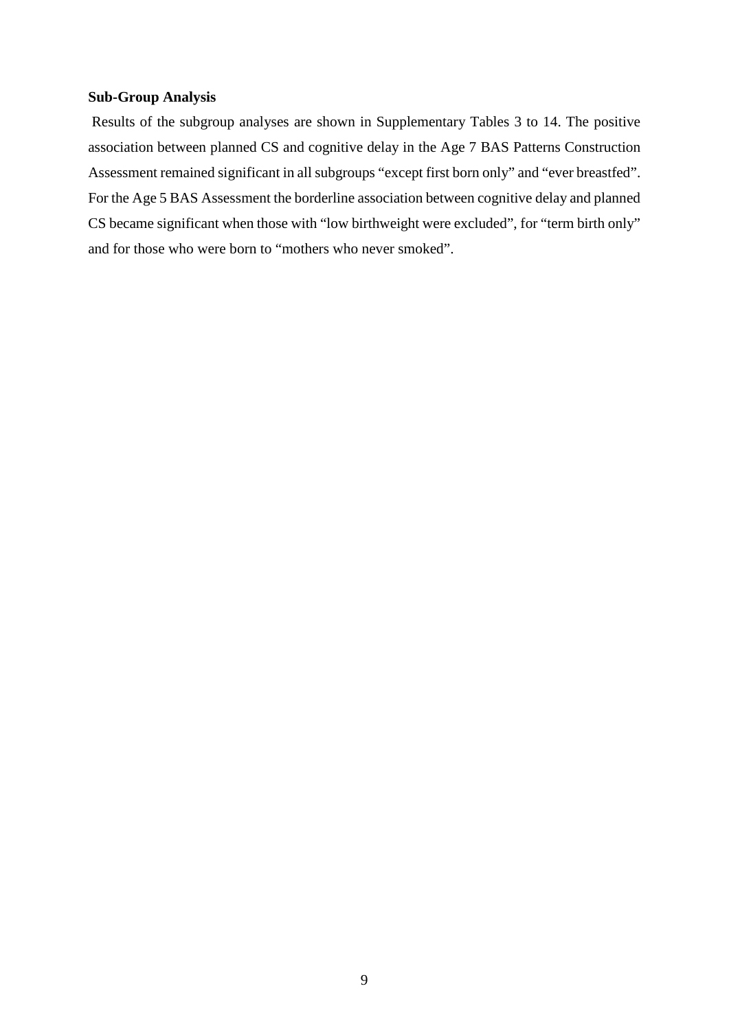**Sub-Group Analysis**

Results of the subgroup analyses are shown in Supplementary Tables 3 to 14. The positive association between planned CS and cognitive delay in the Age 7 BAS Patterns Construction Assessment remained significant in all subgroups "except first born only" and "ever breastfed". For the Age 5 BAS Assessment the borderline association between cognitive delay and planned CS became significant when those with "low birthweight were excluded", for "term birth only" and for those who were born to "mothers who never smoked".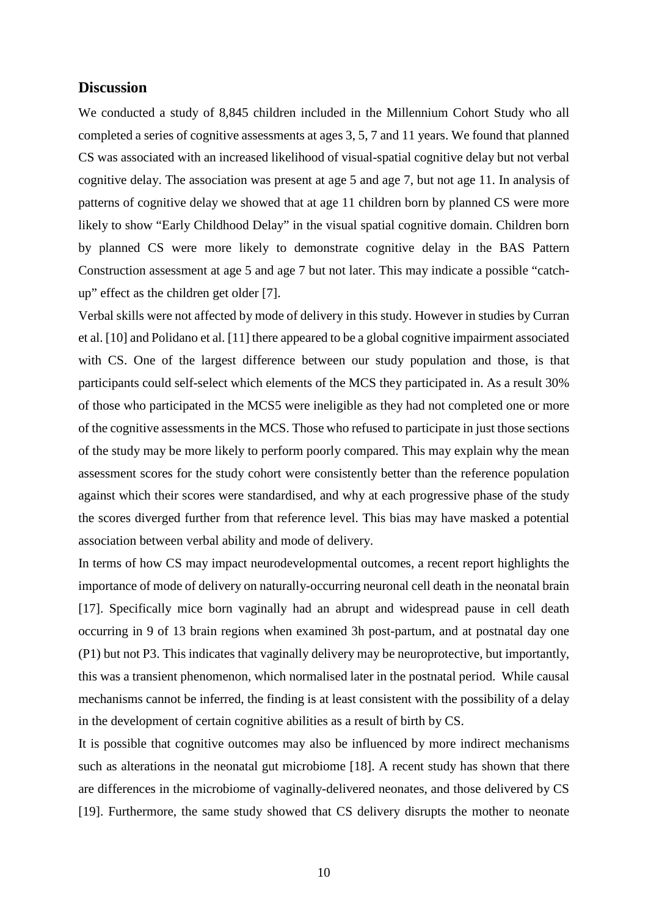## Discussion

We conducted a study of 8,845 children included in the Millennium Cohort Study who all completed a series of cognitive assessments at ages 3, 5, 7 and 11 years. We found that planned CS was associated with an increased likelihood of visual-spatial cognitive delay but not verbal cognitive delay. The association was present at age 5 and age 7, but not age 11. In analysis of patterns of cognitive delay we showed that at age 11 children born by planned CS were more likely to show "Early Childhood Delay" in the visual spatial cognitive domain. Children born by planned CS were more likely to demonstrate cognitive delay in the BAS Pattern Construction assessment at age 5 and age 7 but not later. This may indicate a possible "catch-up" effect as the children get older [7].

Verbal skills were not affected by mode of delivery in this study. However in studies by Curran et al. [10] and Polidano et al. [11] there appeared to be a global cognitive impairment associated with CS. One of the largest difference between our study population and those, is that participants could self-select which elements of the MCS they participated in. As a result 30% of those who participated in the MCS5 were ineligible as they had not completed one or more of the cognitive assessments in the MCS. Those who refused to participate in just those sections of the study may be more likely to perform poorly compared. This may explain why the mean assessment scores for the study cohort were consistently better than the reference population against which their scores were standardised, and why at each progressive phase of the study the scores diverged further from that reference level. This bias may have masked a potential association between verbal ability and mode of delivery.

In terms of how CS may impact neurodevelopmental outcomes, a recent report highlights the importance of mode of delivery on naturally-occurring neuronal cell death in the neonatal brain [17]. Specifically mice born vaginally had an abrupt and widespread pause in cell death occurring in 9 of 13 brain regions when examined 3h post-partum, and at postnatal day one (P1) but not P3. This indicates that vaginally delivery may be neuroprotective, but importantly, this was a transient phenomenon, which normalised later in the postnatal period. While causal mechanisms cannot be inferred, the finding is at least consistent with the possibility of a delay in the development of certain cognitive abilities as a result of birth by CS.

It is possible that cognitive outcomes may also be influenced by more indirect mechanisms such as alterations in the neonatal gut microbiome [18]. A recent study has shown that there are differences in the microbiome of vaginally-delivered neonates, and those delivered by CS [19]. Furthermore, the same study showed that CS delivery disrupts the mother to neonate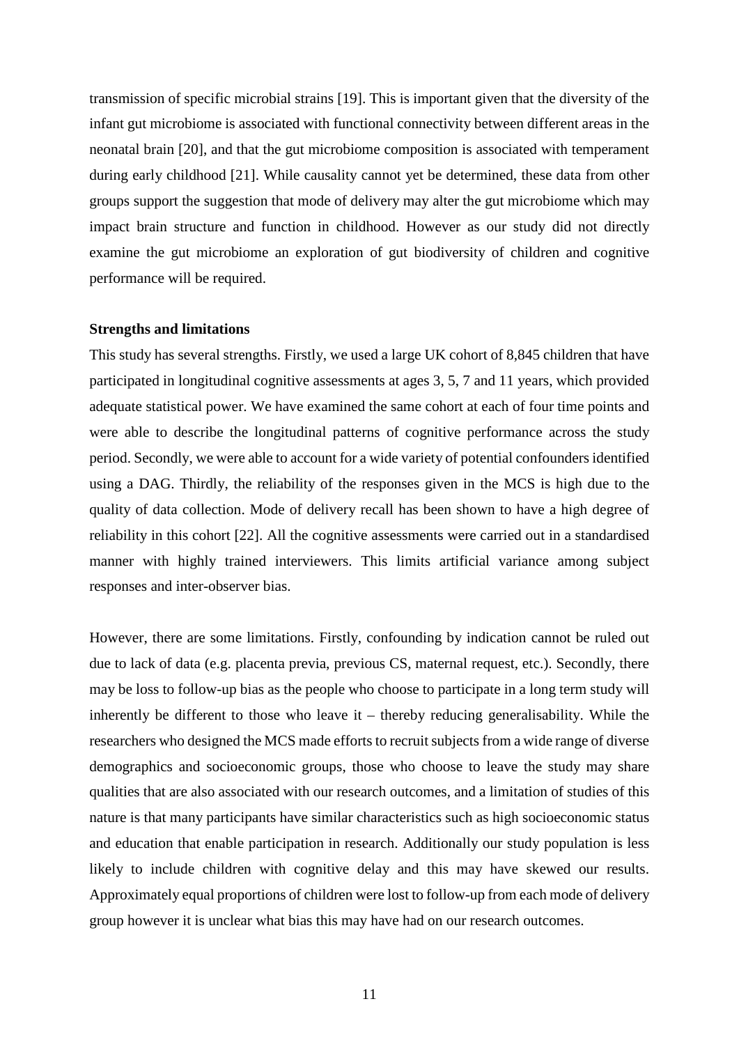transmission of specific microbial strains [19]. This is important given that the diversity of the infant gut microbiome is associated with functional connectivity between different areas in the neonatal brain [20], and that the gut microbiome composition is associated with temperament during early childhood [21]. While causality cannot yet be determined, these data from other groups support the suggestion that mode of delivery may alter the gut microbiome which may impact brain structure and function in childhood. However as our study did not directly examine the gut microbiome an exploration of gut biodiversity of children and cognitive performance will be required.

**Strengths and limitations**

This study has several strengths. Firstly, we used a large UK cohort of 8,845 children that have participated in longitudinal cognitive assessments at ages 3, 5, 7 and 11 years, which provided adequate statistical power. We have examined the same cohort at each of four time points and were able to describe the longitudinal patterns of cognitive performance across the study period. Secondly, we were able to account for a wide variety of potential confounders identified using a DAG. Thirdly, the reliability of the responses given in the MCS is high due to the quality of data collection. Mode of delivery recall has been shown to have a high degree of reliability in this cohort [22]. All the cognitive assessments were carried out in a standardised manner with highly trained interviewers. This limits artificial variance among subject responses and inter-observer bias.

However, there are some limitations. Firstly, confounding by indication cannot be ruled out due to lack of data (e.g. placenta previa, previous CS, maternal request, etc.). Secondly, there may be loss to follow-up bias as the people who choose to participate in a long term study will inherently be different to those who leave it – thereby reducing generalisability. While the researchers who designed the MCS made efforts to recruit subjects from a wide range of diverse demographics and socioeconomic groups, those who choose to leave the study may share qualities that are also associated with our research outcomes, and a limitation of studies of this nature is that many participants have similar characteristics such as high socioeconomic status and education that enable participation in research. Additionally our study population is less likely to include children with cognitive delay and this may have skewed our results. Approximately equal proportions of children were lost to follow-up from each mode of delivery group however it is unclear what bias this may have had on our research outcomes.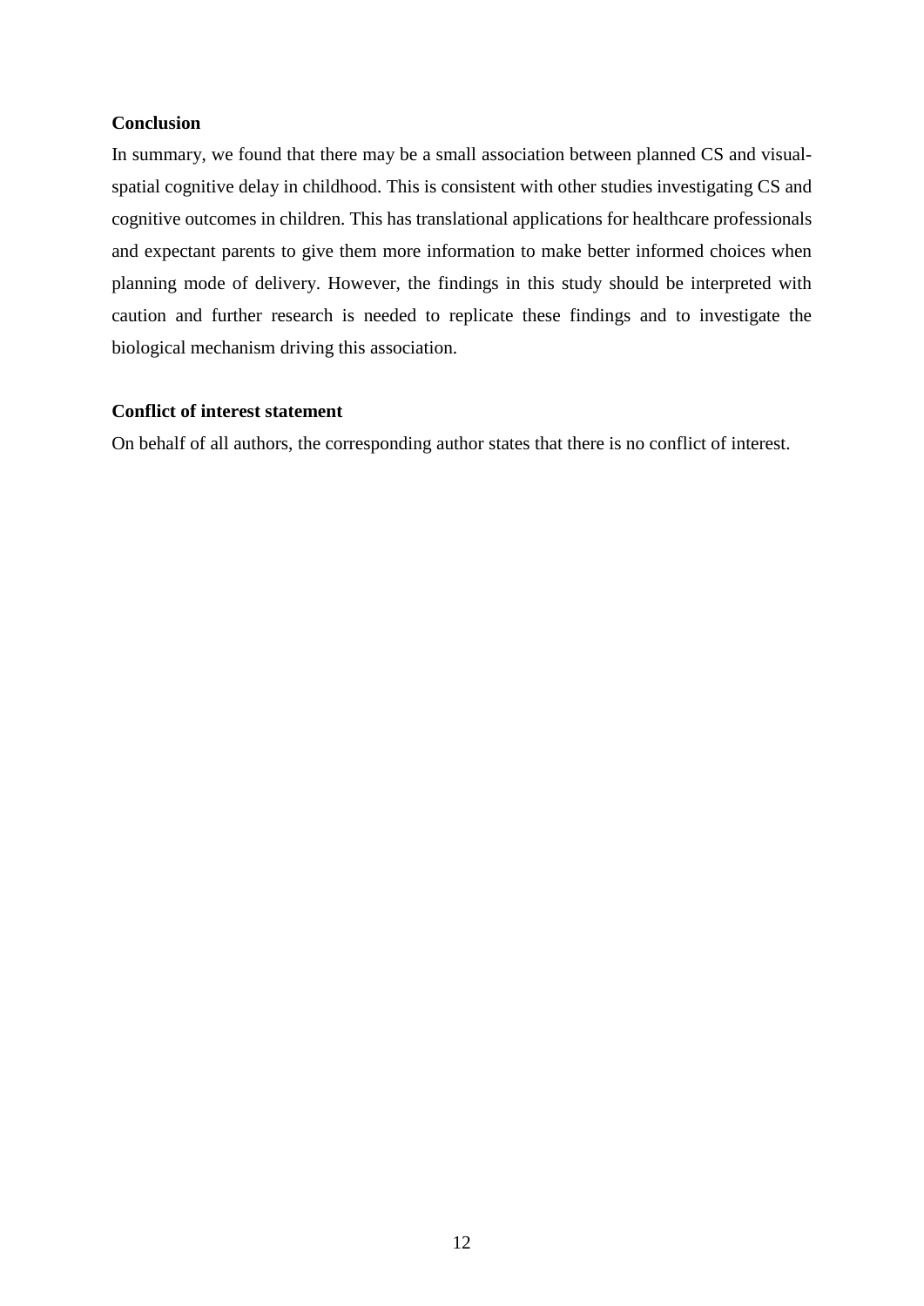**Conclusion**

In summary, we found that there may be a small association between planned CS and visual-spatial cognitive delay in childhood. This is consistent with other studies investigating CS and cognitive outcomes in children. This has translational applications for healthcare professionals and expectant parents to give them more information to make better informed choices when planning mode of delivery. However, the findings in this study should be interpreted with caution and further research is needed to replicate these findings and to investigate the biological mechanism driving this association.

**Conflict of interest statement**

On behalf of all authors, the corresponding author states that there is no conflict of interest.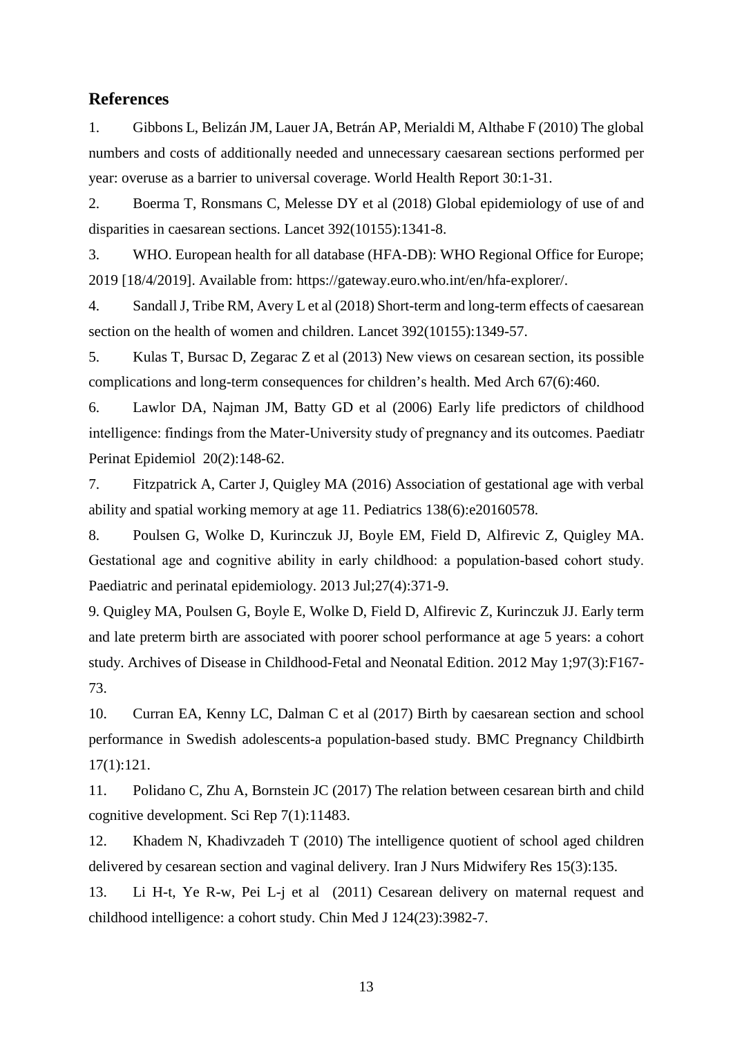## References

1. Gibbons L, Belizán JM, Lauer JA, Betrán AP, Merialdi M, Althabe F (2010) The global numbers and costs of additionally needed and unnecessary caesarean sections performed per year: overuse as a barrier to universal coverage. World Health Report 30:1-31.

2. Boerma T, Ronsmans C, Melesse DY et al (2018) Global epidemiology of use of and disparities in caesarean sections. Lancet 392(10155):1341-8.

3. WHO. European health for all database (HFA-DB): WHO Regional Office for Europe; 2019 [18/4/2019]. Available from: https://gateway.euro.who.int/en/hfa-explorer/.

4. Sandall J, Tribe RM, Avery L et al (2018) Short-term and long-term effects of caesarean section on the health of women and children. Lancet 392(10155):1349-57.

5. Kulas T, Bursac D, Zegarac Z et al (2013) New views on cesarean section, its possible complications and long-term consequences for children's health. Med Arch 67(6):460.

6. Lawlor DA, Najman JM, Batty GD et al (2006) Early life predictors of childhood intelligence: findings from the Mater-University study of pregnancy and its outcomes. Paediatr Perinat Epidemiol 20(2):148-62.

7. Fitzpatrick A, Carter J, Quigley MA (2016) Association of gestational age with verbal ability and spatial working memory at age 11. Pediatrics 138(6):e20160578.

8. Poulsen G, Wolke D, Kurinczuk JJ, Boyle EM, Field D, Alfirevic Z, Quigley MA. Gestational age and cognitive ability in early childhood: a population-based cohort study. Paediatric and perinatal epidemiology. 2013 Jul;27(4):371-9.

9. Quigley MA, Poulsen G, Boyle E, Wolke D, Field D, Alfirevic Z, Kurinczuk JJ. Early term and late preterm birth are associated with poorer school performance at age 5 years: a cohort study. Archives of Disease in Childhood-Fetal and Neonatal Edition. 2012 May 1;97(3):F167-73.

10. Curran EA, Kenny LC, Dalman C et al (2017) Birth by caesarean section and school performance in Swedish adolescents-a population-based study. BMC Pregnancy Childbirth 17(1):121.

11. Polidano C, Zhu A, Bornstein JC (2017) The relation between cesarean birth and child cognitive development. Sci Rep 7(1):11483.

12. Khadem N, Khadivzadeh T (2010) The intelligence quotient of school aged children delivered by cesarean section and vaginal delivery. Iran J Nurs Midwifery Res 15(3):135.

13. Li H-t, Ye R-w, Pei L-j et al (2011) Cesarean delivery on maternal request and childhood intelligence: a cohort study. Chin Med J 124(23):3982-7.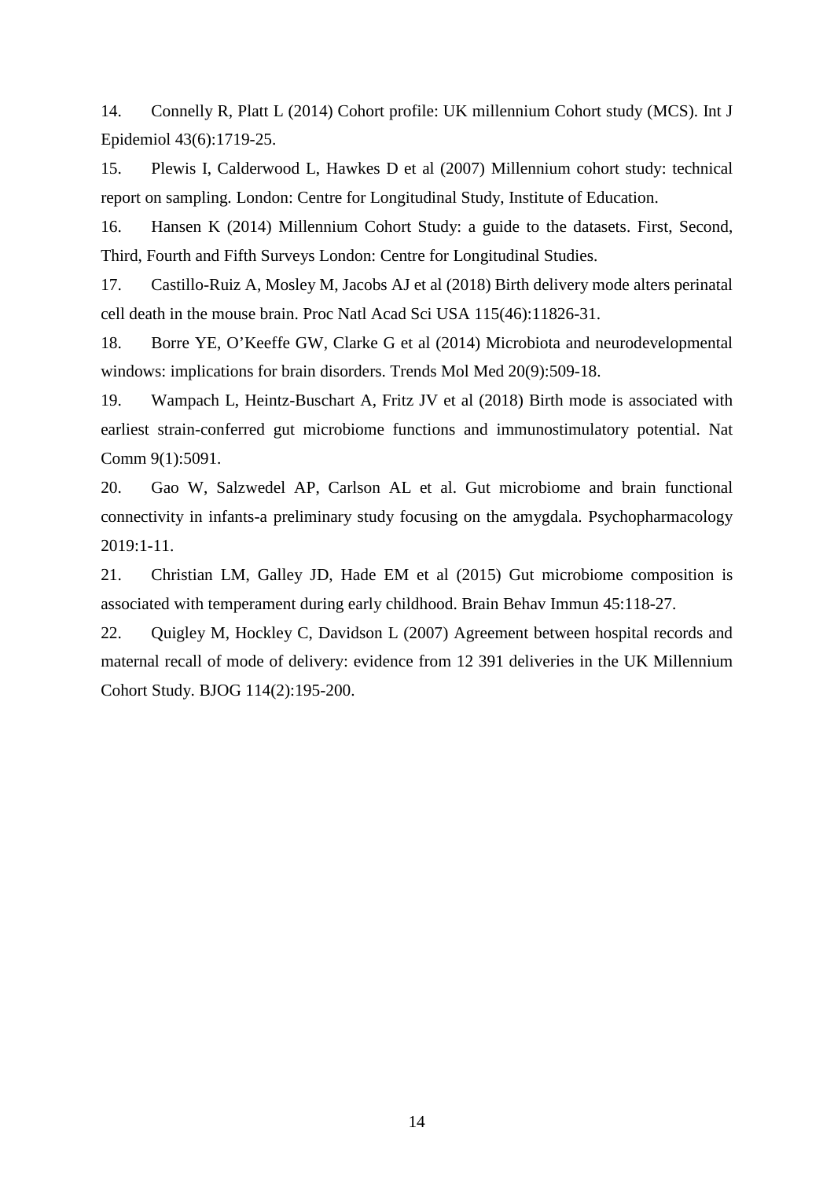14. Connelly R, Platt L (2014) Cohort profile: UK millennium Cohort study (MCS). Int J Epidemiol 43(6):1719-25.

15. Plewis I, Calderwood L, Hawkes D et al (2007) Millennium cohort study: technical report on sampling. London: Centre for Longitudinal Study, Institute of Education.

16. Hansen K (2014) Millennium Cohort Study: a guide to the datasets. First, Second, Third, Fourth and Fifth Surveys London: Centre for Longitudinal Studies.

17. Castillo-Ruiz A, Mosley M, Jacobs AJ et al (2018) Birth delivery mode alters perinatal cell death in the mouse brain. Proc Natl Acad Sci USA 115(46):11826-31.

18. Borre YE, O'Keeffe GW, Clarke G et al (2014) Microbiota and neurodevelopmental windows: implications for brain disorders. Trends Mol Med 20(9):509-18.

19. Wampach L, Heintz-Buschart A, Fritz JV et al (2018) Birth mode is associated with earliest strain-conferred gut microbiome functions and immunostimulatory potential. Nat Comm 9(1):5091.

20. Gao W, Salzwedel AP, Carlson AL et al. Gut microbiome and brain functional connectivity in infants-a preliminary study focusing on the amygdala. Psychopharmacology 2019:1-11.

21. Christian LM, Galley JD, Hade EM et al (2015) Gut microbiome composition is associated with temperament during early childhood. Brain Behav Immun 45:118-27.

22. Quigley M, Hockley C, Davidson L (2007) Agreement between hospital records and maternal recall of mode of delivery: evidence from 12 391 deliveries in the UK Millennium Cohort Study. BJOG 114(2):195-200.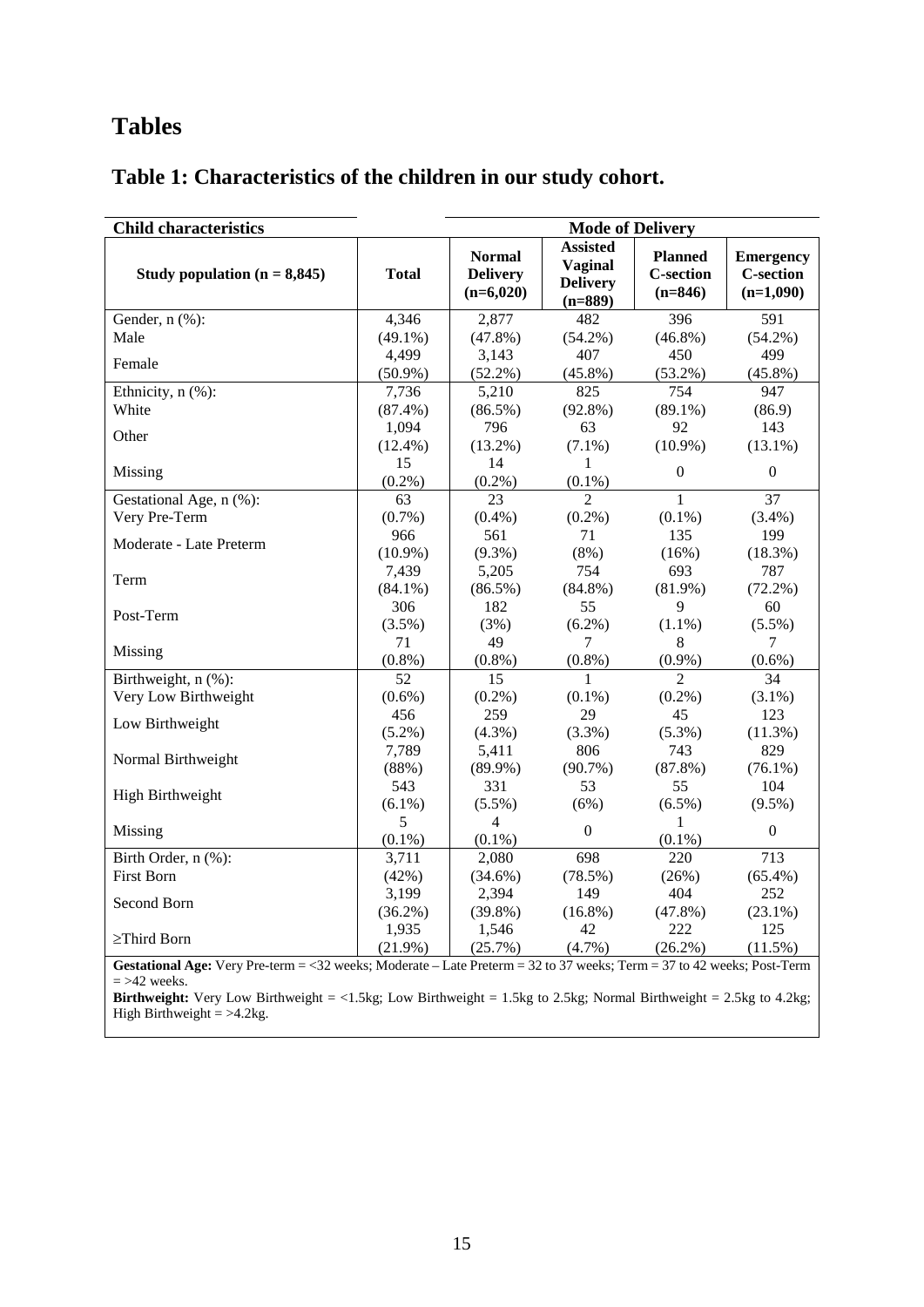# Tables

## Table 1: Characteristics of the children in our study cohort.

| Child characteristics | | Mode of Delivery | | | |
|---|---|---|---|---|---|
| Study population (n = 8,845) | Total | Normal Delivery (n=6,020) | Assisted Vaginal Delivery (n=889) | Planned C-section (n=846) | Emergency C-section (n=1,090) |
| Gender, n (%): | | | | | |
| Male | 4,346 (49.1%) | 2,877 (47.8%) | 482 (54.2%) | 396 (46.8%) | 591 (54.2%) |
| Female | 4,499 (50.9%) | 3,143 (52.2%) | 407 (45.8%) | 450 (53.2%) | 499 (45.8%) |
| Ethnicity, n (%): | | | | | |
| White | 7,736 (87.4%) | 5,210 (86.5%) | 825 (92.8%) | 754 (89.1%) | 947 (86.9) |
| Other | 1,094 (12.4%) | 796 (13.2%) | 63 (7.1%) | 92 (10.9%) | 143 (13.1%) |
| Missing | 15 (0.2%) | 14 (0.2%) | 1 (0.1%) | 0 | 0 |
| Gestational Age, n (%): | | | | | |
| Very Pre-Term | 63 (0.7%) | 23 (0.4%) | 2 (0.2%) | 1 (0.1%) | 37 (3.4%) |
| Moderate - Late Preterm | 966 (10.9%) | 561 (9.3%) | 71 (8%) | 135 (16%) | 199 (18.3%) |
| Term | 7,439 (84.1%) | 5,205 (86.5%) | 754 (84.8%) | 693 (81.9%) | 787 (72.2%) |
| Post-Term | 306 (3.5%) | 182 (3%) | 55 (6.2%) | 9 (1.1%) | 60 (5.5%) |
| Missing | 71 (0.8%) | 49 (0.8%) | 7 (0.8%) | 8 (0.9%) | 7 (0.6%) |
| Birthweight, n (%): | | | | | |
| Very Low Birthweight | 52 (0.6%) | 15 (0.2%) | 1 (0.1%) | 2 (0.2%) | 34 (3.1%) |
| Low Birthweight | 456 (5.2%) | 259 (4.3%) | 29 (3.3%) | 45 (5.3%) | 123 (11.3%) |
| Normal Birthweight | 7,789 (88%) | 5,411 (89.9%) | 806 (90.7%) | 743 (87.8%) | 829 (76.1%) |
| High Birthweight | 543 (6.1%) | 331 (5.5%) | 53 (6%) | 55 (6.5%) | 104 (9.5%) |
| Missing | 5 (0.1%) | 4 (0.1%) | 0 | 1 (0.1%) | 0 |
| Birth Order, n (%): | | | | | |
| First Born | 3,711 (42%) | 2,080 (34.6%) | 698 (78.5%) | 220 (26%) | 713 (65.4%) |
| Second Born | 3,199 (36.2%) | 2,394 (39.8%) | 149 (16.8%) | 404 (47.8%) | 252 (23.1%) |
| ≥Third Born | 1,935 (21.9%) | 1,546 (25.7%) | 42 (4.7%) | 222 (26.2%) | 125 (11.5%) |

**Gestational Age:** Very Pre-term = <32 weeks; Moderate – Late Preterm = 32 to 37 weeks; Term = 37 to 42 weeks; Post-Term = >42 weeks.
**Birthweight:** Very Low Birthweight = <1.5kg; Low Birthweight = 1.5kg to 2.5kg; Normal Birthweight = 2.5kg to 4.2kg; High Birthweight = >4.2kg.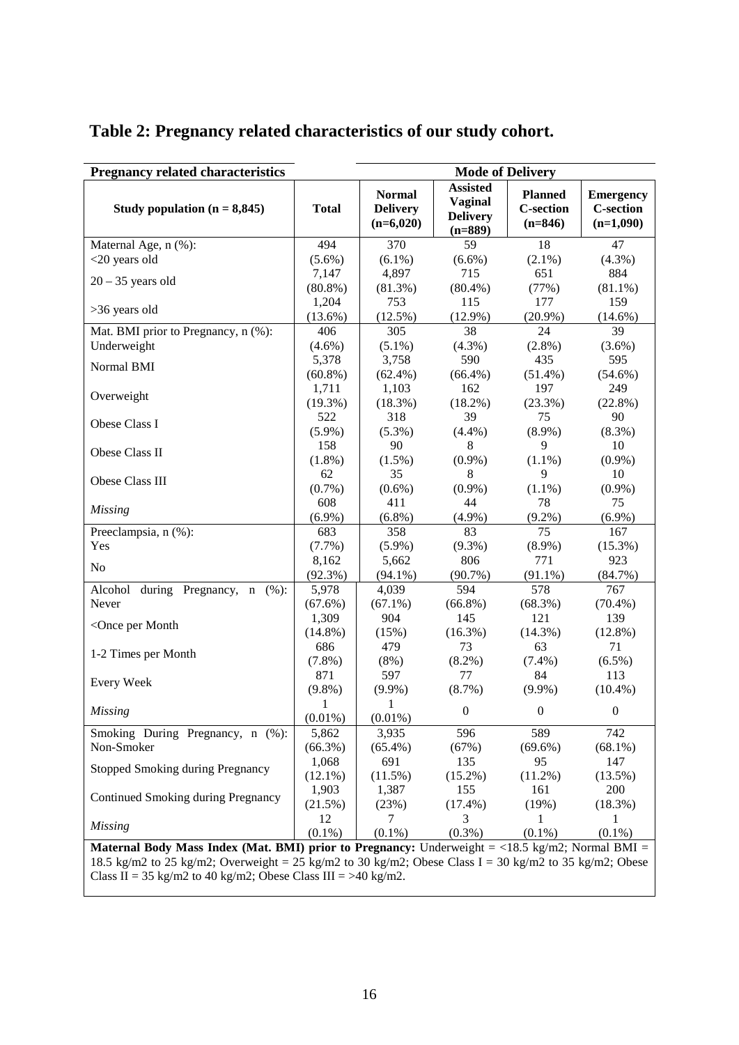## Table 2: Pregnancy related characteristics of our study cohort.

| Pregnancy related characteristics | | Mode of Delivery | | | |
|---|---|---|---|---|---|
| **Study population (n = 8,845)** | **Total** | **Normal Delivery (n=6,020)** | **Assisted Vaginal Delivery (n=889)** | **Planned C-section (n=846)** | **Emergency C-section (n=1,090)** |
| Maternal Age, n (%): | | | | | |
| <20 years old | 494 (5.6%) | 370 (6.1%) | 59 (6.6%) | 18 (2.1%) | 47 (4.3%) |
| 20 – 35 years old | 7,147 (80.8%) | 4,897 (81.3%) | 715 (80.4%) | 651 (77%) | 884 (81.1%) |
| >36 years old | 1,204 (13.6%) | 753 (12.5%) | 115 (12.9%) | 177 (20.9%) | 159 (14.6%) |
| Mat. BMI prior to Pregnancy, n (%): | | | | | |
| Underweight | 406 (4.6%) | 305 (5.1%) | 38 (4.3%) | 24 (2.8%) | 39 (3.6%) |
| Normal BMI | 5,378 (60.8%) | 3,758 (62.4%) | 590 (66.4%) | 435 (51.4%) | 595 (54.6%) |
| Overweight | 1,711 (19.3%) | 1,103 (18.3%) | 162 (18.2%) | 197 (23.3%) | 249 (22.8%) |
| Obese Class I | 522 (5.9%) | 318 (5.3%) | 39 (4.4%) | 75 (8.9%) | 90 (8.3%) |
| Obese Class II | 158 (1.8%) | 90 (1.5%) | 8 (0.9%) | 9 (1.1%) | 10 (0.9%) |
| Obese Class III | 62 (0.7%) | 35 (0.6%) | 8 (0.9%) | 9 (1.1%) | 10 (0.9%) |
| *Missing* | 608 (6.9%) | 411 (6.8%) | 44 (4.9%) | 78 (9.2%) | 75 (6.9%) |
| Preeclampsia, n (%): | | | | | |
| Yes | 683 (7.7%) | 358 (5.9%) | 83 (9.3%) | 75 (8.9%) | 167 (15.3%) |
| No | 8,162 (92.3%) | 5,662 (94.1%) | 806 (90.7%) | 771 (91.1%) | 923 (84.7%) |
| Alcohol during Pregnancy, n (%): | | | | | |
| Never | 5,978 (67.6%) | 4,039 (67.1%) | 594 (66.8%) | 578 (68.3%) | 767 (70.4%) |
| <Once per Month | 1,309 (14.8%) | 904 (15%) | 145 (16.3%) | 121 (14.3%) | 139 (12.8%) |
| 1-2 Times per Month | 686 (7.8%) | 479 (8%) | 73 (8.2%) | 63 (7.4%) | 71 (6.5%) |
| Every Week | 871 (9.8%) | 597 (9.9%) | 77 (8.7%) | 84 (9.9%) | 113 (10.4%) |
| *Missing* | 1 (0.01%) | 1 (0.01%) | 0 | 0 | 0 |
| Smoking During Pregnancy, n (%): | | | | | |
| Non-Smoker | 5,862 (66.3%) | 3,935 (65.4%) | 596 (67%) | 589 (69.6%) | 742 (68.1%) |
| Stopped Smoking during Pregnancy | 1,068 (12.1%) | 691 (11.5%) | 135 (15.2%) | 95 (11.2%) | 147 (13.5%) |
| Continued Smoking during Pregnancy | 1,903 (21.5%) | 1,387 (23%) | 155 (17.4%) | 161 (19%) | 200 (18.3%) |
| *Missing* | 12 (0.1%) | 7 (0.1%) | 3 (0.3%) | 1 (0.1%) | 1 (0.1%) |

**Maternal Body Mass Index (Mat. BMI) prior to Pregnancy:** Underweight = <18.5 kg/m2; Normal BMI = 18.5 kg/m2 to 25 kg/m2; Overweight = 25 kg/m2 to 30 kg/m2; Obese Class I = 30 kg/m2 to 35 kg/m2; Obese Class II = 35 kg/m2 to 40 kg/m2; Obese Class III = >40 kg/m2.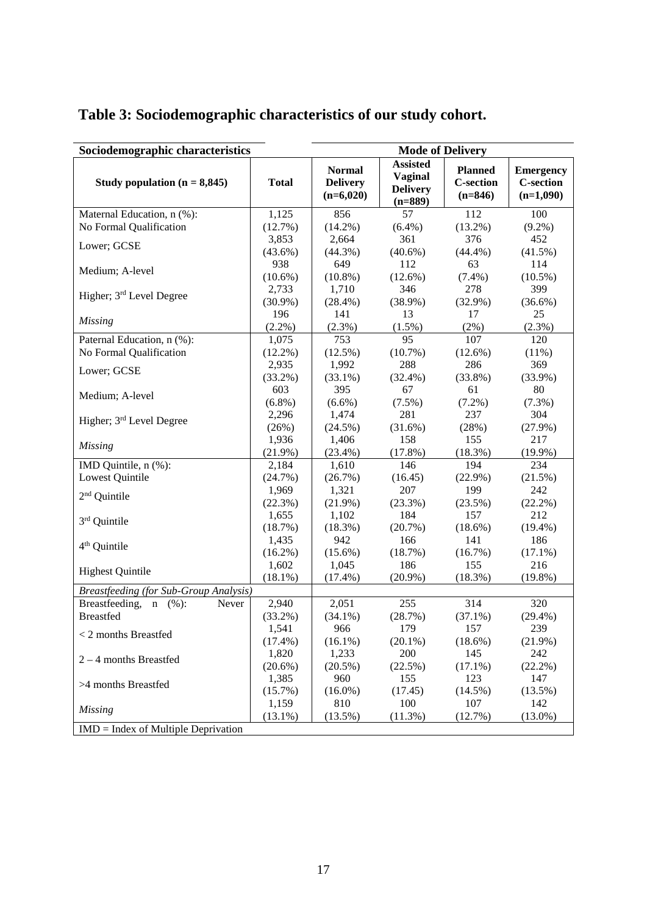# Table 3: Sociodemographic characteristics of our study cohort.

| Sociodemographic characteristics | | Mode of Delivery | | | |
|---|---|---|---|---|---|
| Study population (n = 8,845) | Total | Normal Delivery (n=6,020) | Assisted Vaginal Delivery (n=889) | Planned C-section (n=846) | Emergency C-section (n=1,090) |
| Maternal Education, n (%): No Formal Qualification | 1,125 (12.7%) | 856 (14.2%) | 57 (6.4%) | 112 (13.2%) | 100 (9.2%) |
| Lower; GCSE | 3,853 (43.6%) | 2,664 (44.3%) | 361 (40.6%) | 376 (44.4%) | 452 (41.5%) |
| Medium; A-level | 938 (10.6%) | 649 (10.8%) | 112 (12.6%) | 63 (7.4%) | 114 (10.5%) |
| Higher; 3rd Level Degree | 2,733 (30.9%) | 1,710 (28.4%) | 346 (38.9%) | 278 (32.9%) | 399 (36.6%) |
| *Missing* | 196 (2.2%) | 141 (2.3%) | 13 (1.5%) | 17 (2%) | 25 (2.3%) |
| Paternal Education, n (%): No Formal Qualification | 1,075 (12.2%) | 753 (12.5%) | 95 (10.7%) | 107 (12.6%) | 120 (11%) |
| Lower; GCSE | 2,935 (33.2%) | 1,992 (33.1%) | 288 (32.4%) | 286 (33.8%) | 369 (33.9%) |
| Medium; A-level | 603 (6.8%) | 395 (6.6%) | 67 (7.5%) | 61 (7.2%) | 80 (7.3%) |
| Higher; 3rd Level Degree | 2,296 (26%) | 1,474 (24.5%) | 281 (31.6%) | 237 (28%) | 304 (27.9%) |
| *Missing* | 1,936 (21.9%) | 1,406 (23.4%) | 158 (17.8%) | 155 (18.3%) | 217 (19.9%) |
| IMD Quintile, n (%): Lowest Quintile | 2,184 (24.7%) | 1,610 (26.7%) | 146 (16.45) | 194 (22.9%) | 234 (21.5%) |
| 2nd Quintile | 1,969 (22.3%) | 1,321 (21.9%) | 207 (23.3%) | 199 (23.5%) | 242 (22.2%) |
| 3rd Quintile | 1,655 (18.7%) | 1,102 (18.3%) | 184 (20.7%) | 157 (18.6%) | 212 (19.4%) |
| 4th Quintile | 1,435 (16.2%) | 942 (15.6%) | 166 (18.7%) | 141 (16.7%) | 186 (17.1%) |
| Highest Quintile | 1,602 (18.1%) | 1,045 (17.4%) | 186 (20.9%) | 155 (18.3%) | 216 (19.8%) |
| *Breastfeeding (for Sub-Group Analysis)* | | | | | |
| Breastfeeding, n (%): Never Breastfed | 2,940 (33.2%) | 2,051 (34.1%) | 255 (28.7%) | 314 (37.1%) | 320 (29.4%) |
| < 2 months Breastfed | 1,541 (17.4%) | 966 (16.1%) | 179 (20.1%) | 157 (18.6%) | 239 (21.9%) |
| 2 – 4 months Breastfed | 1,820 (20.6%) | 1,233 (20.5%) | 200 (22.5%) | 145 (17.1%) | 242 (22.2%) |
| >4 months Breastfed | 1,385 (15.7%) | 960 (16.0%) | 155 (17.45) | 123 (14.5%) | 147 (13.5%) |
| *Missing* | 1,159 (13.1%) | 810 (13.5%) | 100 (11.3%) | 107 (12.7%) | 142 (13.0%) |

IMD = Index of Multiple Deprivation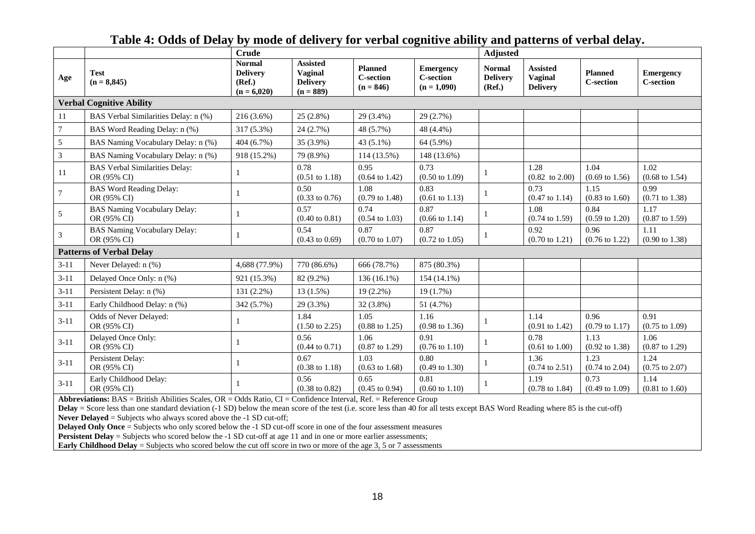## Table 4: Odds of Delay by mode of delivery for verbal cognitive ability and patterns of verbal delay.

| | | Crude | | | | Adjusted | | | |
|---|---|---|---|---|---|---|---|---|---|
| Age | Test (n = 8,845) | Normal Delivery (Ref.) (n = 6,020) | Assisted Vaginal Delivery (n = 889) | Planned C-section (n = 846) | Emergency C-section (n = 1,090) | Normal Delivery (Ref.) | Assisted Vaginal Delivery | Planned C-section | Emergency C-section |
| **Verbal Cognitive Ability** | | | | | | | | | |
| 11 | BAS Verbal Similarities Delay: n (%) | 216 (3.6%) | 25 (2.8%) | 29 (3.4%) | 29 (2.7%) | | | | |
| 7 | BAS Word Reading Delay: n (%) | 317 (5.3%) | 24 (2.7%) | 48 (5.7%) | 48 (4.4%) | | | | |
| 5 | BAS Naming Vocabulary Delay: n (%) | 404 (6.7%) | 35 (3.9%) | 43 (5.1%) | 64 (5.9%) | | | | |
| 3 | BAS Naming Vocabulary Delay: n (%) | 918 (15.2%) | 79 (8.9%) | 114 (13.5%) | 148 (13.6%) | | | | |
| 11 | BAS Verbal Similarities Delay: OR (95% CI) | 1 | 0.78 (0.51 to 1.18) | 0.95 (0.64 to 1.42) | 0.73 (0.50 to 1.09) | 1 | 1.28 (0.82 to 2.00) | 1.04 (0.69 to 1.56) | 1.02 (0.68 to 1.54) |
| 7 | BAS Word Reading Delay: OR (95% CI) | 1 | 0.50 (0.33 to 0.76) | 1.08 (0.79 to 1.48) | 0.83 (0.61 to 1.13) | 1 | 0.73 (0.47 to 1.14) | 1.15 (0.83 to 1.60) | 0.99 (0.71 to 1.38) |
| 5 | BAS Naming Vocabulary Delay: OR (95% CI) | 1 | 0.57 (0.40 to 0.81) | 0.74 (0.54 to 1.03) | 0.87 (0.66 to 1.14) | 1 | 1.08 (0.74 to 1.59) | 0.84 (0.59 to 1.20) | 1.17 (0.87 to 1.59) |
| 3 | BAS Naming Vocabulary Delay: OR (95% CI) | 1 | 0.54 (0.43 to 0.69) | 0.87 (0.70 to 1.07) | 0.87 (0.72 to 1.05) | 1 | 0.92 (0.70 to 1.21) | 0.96 (0.76 to 1.22) | 1.11 (0.90 to 1.38) |
| **Patterns of Verbal Delay** | | | | | | | | | |
| 3-11 | Never Delayed: n (%) | 4,688 (77.9%) | 770 (86.6%) | 666 (78.7%) | 875 (80.3%) | | | | |
| 3-11 | Delayed Once Only: n (%) | 921 (15.3%) | 82 (9.2%) | 136 (16.1%) | 154 (14.1%) | | | | |
| 3-11 | Persistent Delay: n (%) | 131 (2.2%) | 13 (1.5%) | 19 (2.2%) | 19 (1.7%) | | | | |
| 3-11 | Early Childhood Delay: n (%) | 342 (5.7%) | 29 (3.3%) | 32 (3.8%) | 51 (4.7%) | | | | |
| 3-11 | Odds of Never Delayed: OR (95% CI) | 1 | 1.84 (1.50 to 2.25) | 1.05 (0.88 to 1.25) | 1.16 (0.98 to 1.36) | 1 | 1.14 (0.91 to 1.42) | 0.96 (0.79 to 1.17) | 0.91 (0.75 to 1.09) |
| 3-11 | Delayed Once Only: OR (95% CI) | 1 | 0.56 (0.44 to 0.71) | 1.06 (0.87 to 1.29) | 0.91 (0.76 to 1.10) | 1 | 0.78 (0.61 to 1.00) | 1.13 (0.92 to 1.38) | 1.06 (0.87 to 1.29) |
| 3-11 | Persistent Delay: OR (95% CI) | 1 | 0.67 (0.38 to 1.18) | 1.03 (0.63 to 1.68) | 0.80 (0.49 to 1.30) | 1 | 1.36 (0.74 to 2.51) | 1.23 (0.74 to 2.04) | 1.24 (0.75 to 2.07) |
| 3-11 | Early Childhood Delay: OR (95% CI) | 1 | 0.56 (0.38 to 0.82) | 0.65 (0.45 to 0.94) | 0.81 (0.60 to 1.10) | 1 | 1.19 (0.78 to 1.84) | 0.73 (0.49 to 1.09) | 1.14 (0.81 to 1.60) |

**Abbreviations:** BAS = British Abilities Scales, OR = Odds Ratio, CI = Confidence Interval, Ref. = Reference Group
**Delay** = Score less than one standard deviation (-1 SD) below the mean score of the test (i.e. score less than 40 for all tests except BAS Word Reading where 85 is the cut-off)
**Never Delayed** = Subjects who always scored above the -1 SD cut-off;
**Delayed Only Once** = Subjects who only scored below the -1 SD cut-off score in one of the four assessment measures
**Persistent Delay** = Subjects who scored below the -1 SD cut-off at age 11 and in one or more earlier assessments;
**Early Childhood Delay** = Subjects who scored below the cut off score in two or more of the age 3, 5 or 7 assessments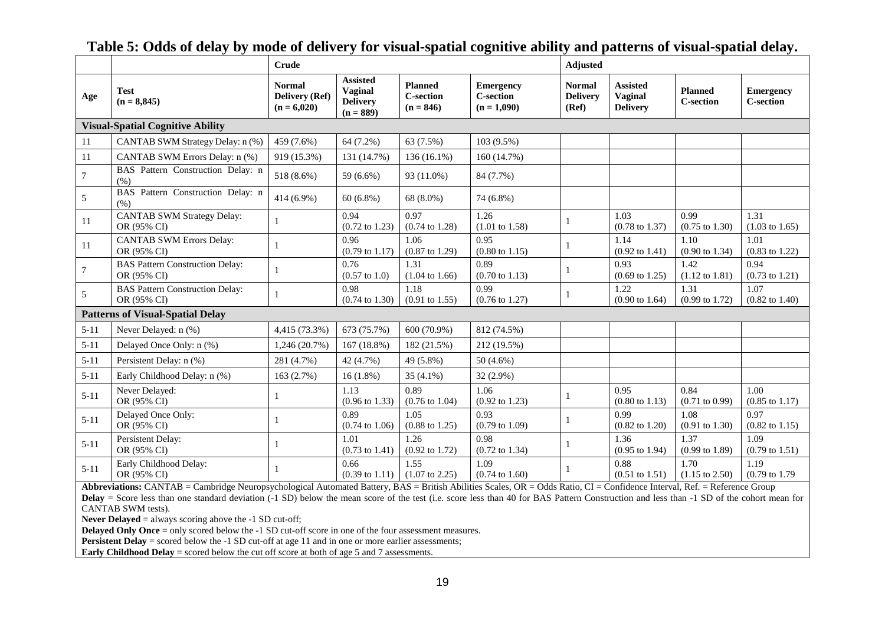# Table 5: Odds of delay by mode of delivery for visual-spatial cognitive ability and patterns of visual-spatial delay.

| | | Crude | | | | Adjusted | | | |
|---|---|---|---|---|---|---|---|---|---|
| **Age** | **Test (n = 8,845)** | **Normal Delivery (Ref) (n = 6,020)** | **Assisted Vaginal Delivery (n = 889)** | **Planned C-section (n = 846)** | **Emergency C-section (n = 1,090)** | **Normal Delivery (Ref)** | **Assisted Vaginal Delivery** | **Planned C-section** | **Emergency C-section** |
| **Visual-Spatial Cognitive Ability** | | | | | | | | | |
| 11 | CANTAB SWM Strategy Delay: n (%) | 459 (7.6%) | 64 (7.2%) | 63 (7.5%) | 103 (9.5%) | | | | |
| 11 | CANTAB SWM Errors Delay: n (%) | 919 (15.3%) | 131 (14.7%) | 136 (16.1%) | 160 (14.7%) | | | | |
| 7 | BAS Pattern Construction Delay: n (%) | 518 (8.6%) | 59 (6.6%) | 93 (11.0%) | 84 (7.7%) | | | | |
| 5 | BAS Pattern Construction Delay: n (%) | 414 (6.9%) | 60 (6.8%) | 68 (8.0%) | 74 (6.8%) | | | | |
| 11 | CANTAB SWM Strategy Delay: OR (95% CI) | 1 | 0.94 (0.72 to 1.23) | 0.97 (0.74 to 1.28) | 1.26 (1.01 to 1.58) | 1 | 1.03 (0.78 to 1.37) | 0.99 (0.75 to 1.30) | 1.31 (1.03 to 1.65) |
| 11 | CANTAB SWM Errors Delay: OR (95% CI) | 1 | 0.96 (0.79 to 1.17) | 1.06 (0.87 to 1.29) | 0.95 (0.80 to 1.15) | 1 | 1.14 (0.92 to 1.41) | 1.10 (0.90 to 1.34) | 1.01 (0.83 to 1.22) |
| 7 | BAS Pattern Construction Delay: OR (95% CI) | 1 | 0.76 (0.57 to 1.0) | 1.31 (1.04 to 1.66) | 0.89 (0.70 to 1.13) | 1 | 0.93 (0.69 to 1.25) | 1.42 (1.12 to 1.81) | 0.94 (0.73 to 1.21) |
| 5 | BAS Pattern Construction Delay: OR (95% CI) | 1 | 0.98 (0.74 to 1.30) | 1.18 (0.91 to 1.55) | 0.99 (0.76 to 1.27) | 1 | 1.22 (0.90 to 1.64) | 1.31 (0.99 to 1.72) | 1.07 (0.82 to 1.40) |
| **Patterns of Visual-Spatial Delay** | | | | | | | | | |
| 5-11 | Never Delayed: n (%) | 4,415 (73.3%) | 673 (75.7%) | 600 (70.9%) | 812 (74.5%) | | | | |
| 5-11 | Delayed Once Only: n (%) | 1,246 (20.7%) | 167 (18.8%) | 182 (21.5%) | 212 (19.5%) | | | | |
| 5-11 | Persistent Delay: n (%) | 281 (4.7%) | 42 (4.7%) | 49 (5.8%) | 50 (4.6%) | | | | |
| 5-11 | Early Childhood Delay: n (%) | 163 (2.7%) | 16 (1.8%) | 35 (4.1%) | 32 (2.9%) | | | | |
| 5-11 | Never Delayed: OR (95% CI) | 1 | 1.13 (0.96 to 1.33) | 0.89 (0.76 to 1.04) | 1.06 (0.92 to 1.23) | 1 | 0.95 (0.80 to 1.13) | 0.84 (0.71 to 0.99) | 1.00 (0.85 to 1.17) |
| 5-11 | Delayed Once Only: OR (95% CI) | 1 | 0.89 (0.74 to 1.06) | 1.05 (0.88 to 1.25) | 0.93 (0.79 to 1.09) | 1 | 0.99 (0.82 to 1.20) | 1.08 (0.91 to 1.30) | 0.97 (0.82 to 1.15) |
| 5-11 | Persistent Delay: OR (95% CI) | 1 | 1.01 (0.73 to 1.41) | 1.26 (0.92 to 1.72) | 0.98 (0.72 to 1.34) | 1 | 1.36 (0.95 to 1.94) | 1.37 (0.99 to 1.89) | 1.09 (0.79 to 1.51) |
| 5-11 | Early Childhood Delay: OR (95% CI) | 1 | 0.66 (0.39 to 1.11) | 1.55 (1.07 to 2.25) | 1.09 (0.74 to 1.60) | 1 | 0.88 (0.51 to 1.51) | 1.70 (1.15 to 2.50) | 1.19 (0.79 to 1.79 |

**Abbreviations:** CANTAB = Cambridge Neuropsychological Automated Battery, BAS = British Abilities Scales, OR = Odds Ratio, CI = Confidence Interval, Ref. = Reference Group

**Delay** = Score less than one standard deviation (-1 SD) below the mean score of the test (i.e. score less than 40 for BAS Pattern Construction and less than -1 SD of the cohort mean for CANTAB SWM tests).

**Never Delayed** = always scoring above the -1 SD cut-off;

**Delayed Only Once** = only scored below the -1 SD cut-off score in one of the four assessment measures.

**Persistent Delay** = scored below the -1 SD cut-off at age 11 and in one or more earlier assessments;

**Early Childhood Delay** = scored below the cut off score at both of age 5 and 7 assessments.